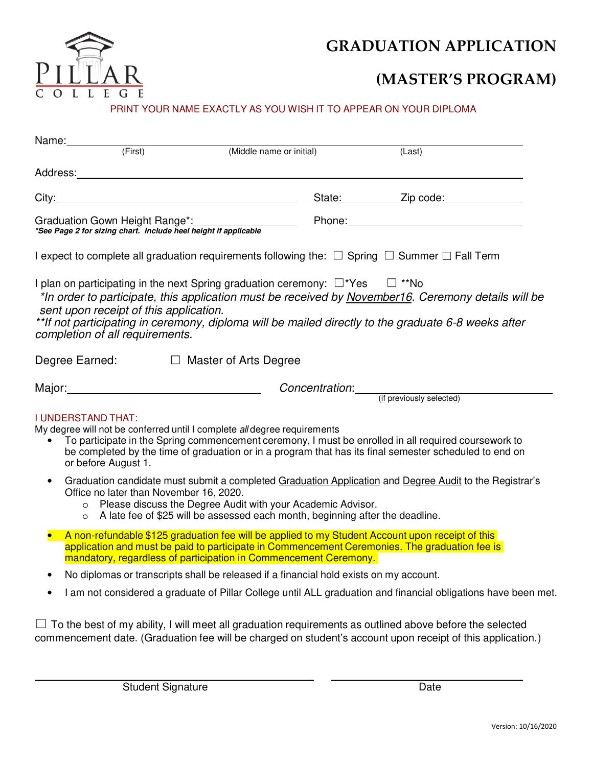PILLAR COLLEGE

# GRADUATION APPLICATION

# (MASTER'S PROGRAM)

PRINT YOUR NAME EXACTLY AS YOU WISH IT TO APPEAR ON YOUR DIPLOMA

Name: ______________________________________________________________
(First) (Middle name or initial) (Last)

Address: ____________________________________________________________

City: ______________________________ State: __________ Zip code: ______________

Graduation Gown Height Range*: ________________ Phone: ______________________
*\*See Page 2 for sizing chart. Include heel height if applicable*

I expect to complete all graduation requirements following the: ☐ Spring ☐ Summer ☐ Fall Term

I plan on participating in the next Spring graduation ceremony: ☐*Yes ☐ **No
*\*In order to participate, this application must be received by November16. Ceremony details will be sent upon receipt of this application.*
*\*\*If not participating in ceremony, diploma will be mailed directly to the graduate 6-8 weeks after completion of all requirements.*

Degree Earned: ☐ Master of Arts Degree

Major: ______________________ *Concentration*: ______________________
(if previously selected)

I UNDERSTAND THAT:
My degree will not be conferred until I complete *all* degree requirements

- To participate in the Spring commencement ceremony, I must be enrolled in all required coursework to be completed by the time of graduation or in a program that has its final semester scheduled to end on or before August 1.
- Graduation candidate must submit a completed Graduation Application and Degree Audit to the Registrar's Office no later than November 16, 2020.
  - Please discuss the Degree Audit with your Academic Advisor.
  - A late fee of $25 will be assessed each month, beginning after the deadline.
- A non-refundable $125 graduation fee will be applied to my Student Account upon receipt of this application and must be paid to participate in Commencement Ceremonies. The graduation fee is mandatory, regardless of participation in Commencement Ceremony.
- No diplomas or transcripts shall be released if a financial hold exists on my account.
- I am not considered a graduate of Pillar College until ALL graduation and financial obligations have been met.

☐ To the best of my ability, I will meet all graduation requirements as outlined above before the selected commencement date. (Graduation fee will be charged on student's account upon receipt of this application.)

______________________________ ______________________
Student Signature Date

Version: 10/16/2020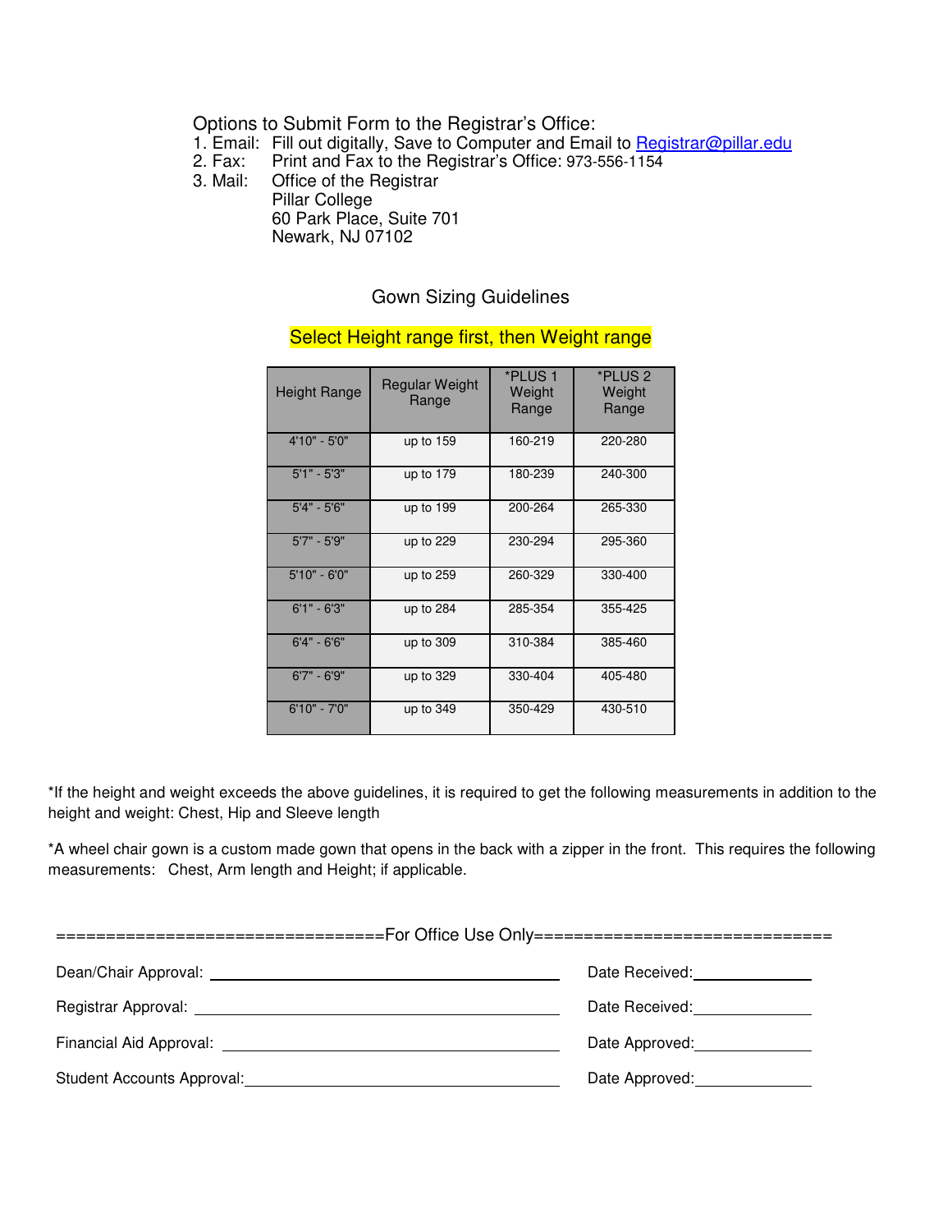Options to Submit Form to the Registrar's Office:

1. Email: Fill out digitally, Save to Computer and Email to Registrar@pillar.edu
2. Fax: Print and Fax to the Registrar's Office: 973-556-1154
3. Mail: Office of the Registrar
   Pillar College
   60 Park Place, Suite 701
   Newark, NJ 07102

## Gown Sizing Guidelines

Select Height range first, then Weight range

| Height Range | Regular Weight Range | *PLUS 1 Weight Range | *PLUS 2 Weight Range |
|---|---|---|---|
| 4'10" - 5'0" | up to 159 | 160-219 | 220-280 |
| 5'1" - 5'3" | up to 179 | 180-239 | 240-300 |
| 5'4" - 5'6" | up to 199 | 200-264 | 265-330 |
| 5'7" - 5'9" | up to 229 | 230-294 | 295-360 |
| 5'10" - 6'0" | up to 259 | 260-329 | 330-400 |
| 6'1" - 6'3" | up to 284 | 285-354 | 355-425 |
| 6'4" - 6'6" | up to 309 | 310-384 | 385-460 |
| 6'7" - 6'9" | up to 329 | 330-404 | 405-480 |
| 6'10" - 7'0" | up to 349 | 350-429 | 430-510 |

*If the height and weight exceeds the above guidelines, it is required to get the following measurements in addition to the height and weight: Chest, Hip and Sleeve length

*A wheel chair gown is a custom made gown that opens in the back with a zipper in the front. This requires the following measurements: Chest, Arm length and Height; if applicable.

================================For Office Use Only=============================

Dean/Chair Approval: ______________________________ Date Received: ____________

Registrar Approval: ______________________________ Date Received: ____________

Financial Aid Approval: ______________________________ Date Approved: ____________

Student Accounts Approval: ______________________________ Date Approved: ____________